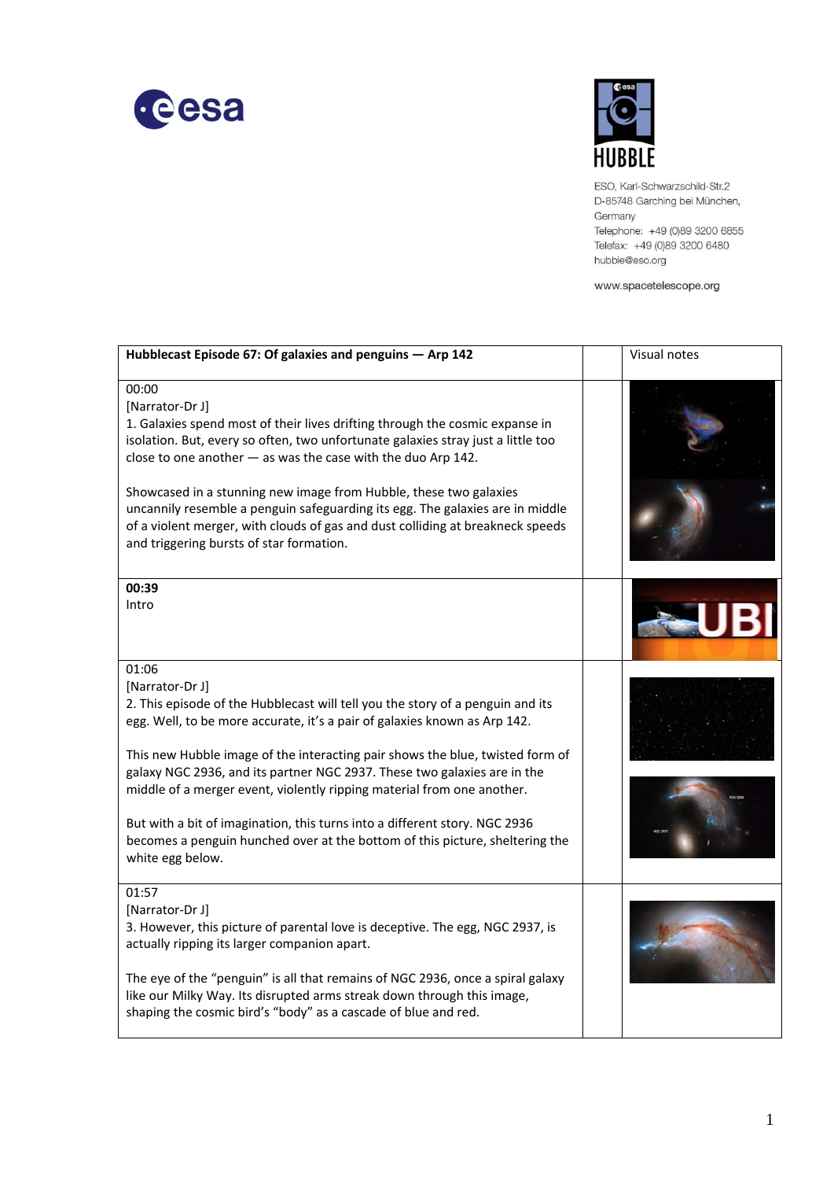ESO, Karl-Schwarzschild-Str.2
D-85748 Garching bei München,
Germany
Telephone: +49 (0)89 3200 6855
Telefax: +49 (0)89 3200 6480
hubble@eso.org

www.spacetelescope.org

| **Hubblecast Episode 67: Of galaxies and penguins — Arp 142** | | Visual notes |
|---|---|---|
| 00:00<br>[Narrator-Dr J]<br>1. Galaxies spend most of their lives drifting through the cosmic expanse in isolation. But, every so often, two unfortunate galaxies stray just a little too close to one another — as was the case with the duo Arp 142.<br><br>Showcased in a stunning new image from Hubble, these two galaxies uncannily resemble a penguin safeguarding its egg. The galaxies are in middle of a violent merger, with clouds of gas and dust colliding at breakneck speeds and triggering bursts of star formation. | | |
| **00:39**<br>Intro | | |
| 01:06<br>[Narrator-Dr J]<br>2. This episode of the Hubblecast will tell you the story of a penguin and its egg. Well, to be more accurate, it's a pair of galaxies known as Arp 142.<br><br>This new Hubble image of the interacting pair shows the blue, twisted form of galaxy NGC 2936, and its partner NGC 2937. These two galaxies are in the middle of a merger event, violently ripping material from one another.<br><br>But with a bit of imagination, this turns into a different story. NGC 2936 becomes a penguin hunched over at the bottom of this picture, sheltering the white egg below. | | |
| 01:57<br>[Narrator-Dr J]<br>3. However, this picture of parental love is deceptive. The egg, NGC 2937, is actually ripping its larger companion apart.<br><br>The eye of the "penguin" is all that remains of NGC 2936, once a spiral galaxy like our Milky Way. Its disrupted arms streak down through this image, shaping the cosmic bird's "body" as a cascade of blue and red. | | |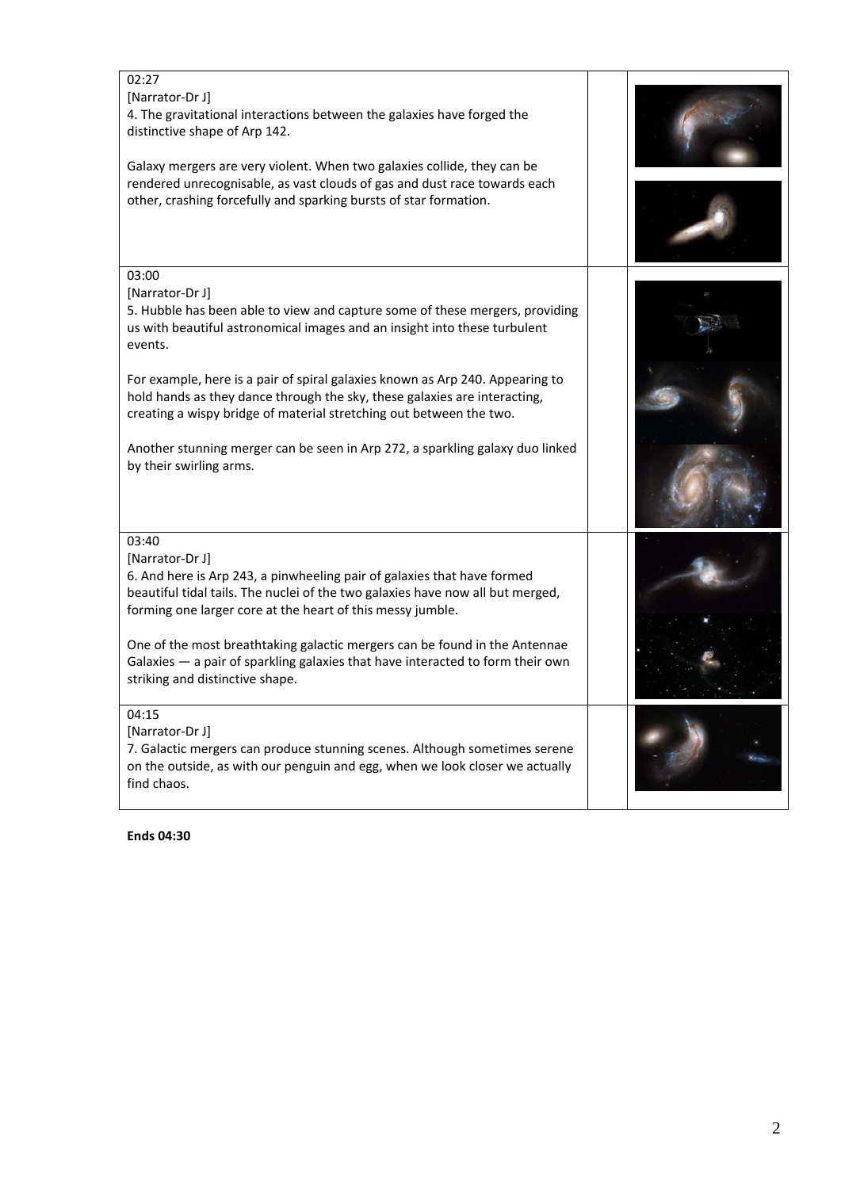| | | |
|---|---|---|
| 02:27<br>[Narrator-Dr J]<br>4. The gravitational interactions between the galaxies have forged the distinctive shape of Arp 142.<br><br>Galaxy mergers are very violent. When two galaxies collide, they can be rendered unrecognisable, as vast clouds of gas and dust race towards each other, crashing forcefully and sparking bursts of star formation. | | |
| 03:00<br>[Narrator-Dr J]<br>5. Hubble has been able to view and capture some of these mergers, providing us with beautiful astronomical images and an insight into these turbulent events.<br><br>For example, here is a pair of spiral galaxies known as Arp 240. Appearing to hold hands as they dance through the sky, these galaxies are interacting, creating a wispy bridge of material stretching out between the two.<br><br>Another stunning merger can be seen in Arp 272, a sparkling galaxy duo linked by their swirling arms. | | |
| 03:40<br>[Narrator-Dr J]<br>6. And here is Arp 243, a pinwheeling pair of galaxies that have formed beautiful tidal tails. The nuclei of the two galaxies have now all but merged, forming one larger core at the heart of this messy jumble.<br><br>One of the most breathtaking galactic mergers can be found in the Antennae Galaxies — a pair of sparkling galaxies that have interacted to form their own striking and distinctive shape. | | |
| 04:15<br>[Narrator-Dr J]<br>7. Galactic mergers can produce stunning scenes. Although sometimes serene on the outside, as with our penguin and egg, when we look closer we actually find chaos. | | |

**Ends 04:30**